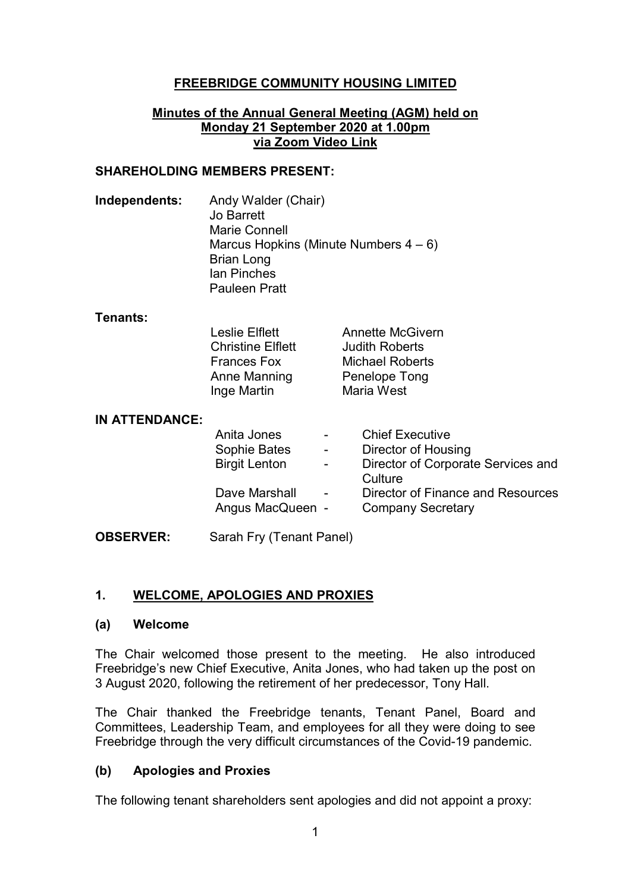# FREEBRIDGE COMMUNITY HOUSING LIMITED

## Minutes of the Annual General Meeting (AGM) held on Monday 21 September 2020 at 1.00pm via Zoom Video Link

**SHAREHOLDING MEMBERS PRESENT:**

**Independents:**
- Andy Walder (Chair)
- Jo Barrett
- Marie Connell
- Marcus Hopkins (Minute Numbers 4 – 6)
- Brian Long
- Ian Pinches
- Pauleen Pratt

**Tenants:**

| | |
|---|---|
| Leslie Elflett | Annette McGivern |
| Christine Elflett | Judith Roberts |
| Frances Fox | Michael Roberts |
| Anne Manning | Penelope Tong |
| Inge Martin | Maria West |

**IN ATTENDANCE:**

| | | |
|---|---|---|
| Anita Jones | - | Chief Executive |
| Sophie Bates | - | Director of Housing |
| Birgit Lenton | - | Director of Corporate Services and Culture |
| Dave Marshall | - | Director of Finance and Resources |
| Angus MacQueen | - | Company Secretary |

**OBSERVER:** Sarah Fry (Tenant Panel)

## 1. WELCOME, APOLOGIES AND PROXIES

### (a) Welcome

The Chair welcomed those present to the meeting. He also introduced Freebridge's new Chief Executive, Anita Jones, who had taken up the post on 3 August 2020, following the retirement of her predecessor, Tony Hall.

The Chair thanked the Freebridge tenants, Tenant Panel, Board and Committees, Leadership Team, and employees for all they were doing to see Freebridge through the very difficult circumstances of the Covid-19 pandemic.

### (b) Apologies and Proxies

The following tenant shareholders sent apologies and did not appoint a proxy: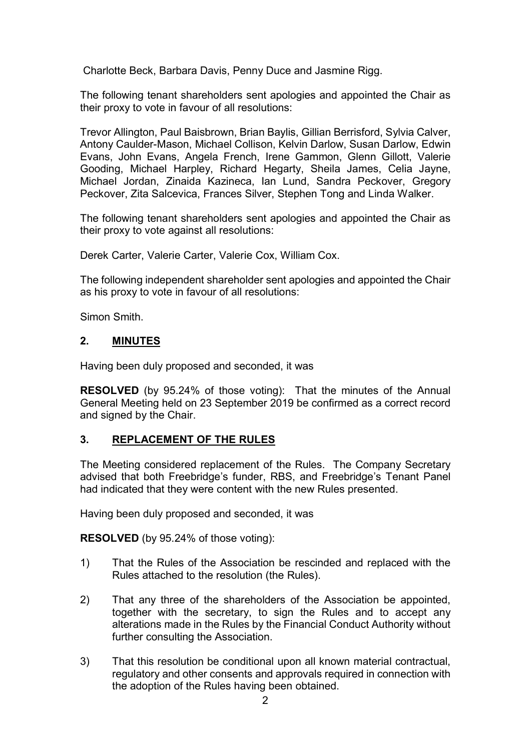Charlotte Beck, Barbara Davis, Penny Duce and Jasmine Rigg.

The following tenant shareholders sent apologies and appointed the Chair as their proxy to vote in favour of all resolutions:

Trevor Allington, Paul Baisbrown, Brian Baylis, Gillian Berrisford, Sylvia Calver, Antony Caulder-Mason, Michael Collison, Kelvin Darlow, Susan Darlow, Edwin Evans, John Evans, Angela French, Irene Gammon, Glenn Gillott, Valerie Gooding, Michael Harpley, Richard Hegarty, Sheila James, Celia Jayne, Michael Jordan, Zinaida Kazineca, Ian Lund, Sandra Peckover, Gregory Peckover, Zita Salcevica, Frances Silver, Stephen Tong and Linda Walker.

The following tenant shareholders sent apologies and appointed the Chair as their proxy to vote against all resolutions:

Derek Carter, Valerie Carter, Valerie Cox, William Cox.

The following independent shareholder sent apologies and appointed the Chair as his proxy to vote in favour of all resolutions:

Simon Smith.

## 2. MINUTES

Having been duly proposed and seconded, it was

**RESOLVED** (by 95.24% of those voting): That the minutes of the Annual General Meeting held on 23 September 2019 be confirmed as a correct record and signed by the Chair.

## 3. REPLACEMENT OF THE RULES

The Meeting considered replacement of the Rules. The Company Secretary advised that both Freebridge's funder, RBS, and Freebridge's Tenant Panel had indicated that they were content with the new Rules presented.

Having been duly proposed and seconded, it was

**RESOLVED** (by 95.24% of those voting):

1) That the Rules of the Association be rescinded and replaced with the Rules attached to the resolution (the Rules).

2) That any three of the shareholders of the Association be appointed, together with the secretary, to sign the Rules and to accept any alterations made in the Rules by the Financial Conduct Authority without further consulting the Association.

3) That this resolution be conditional upon all known material contractual, regulatory and other consents and approvals required in connection with the adoption of the Rules having been obtained.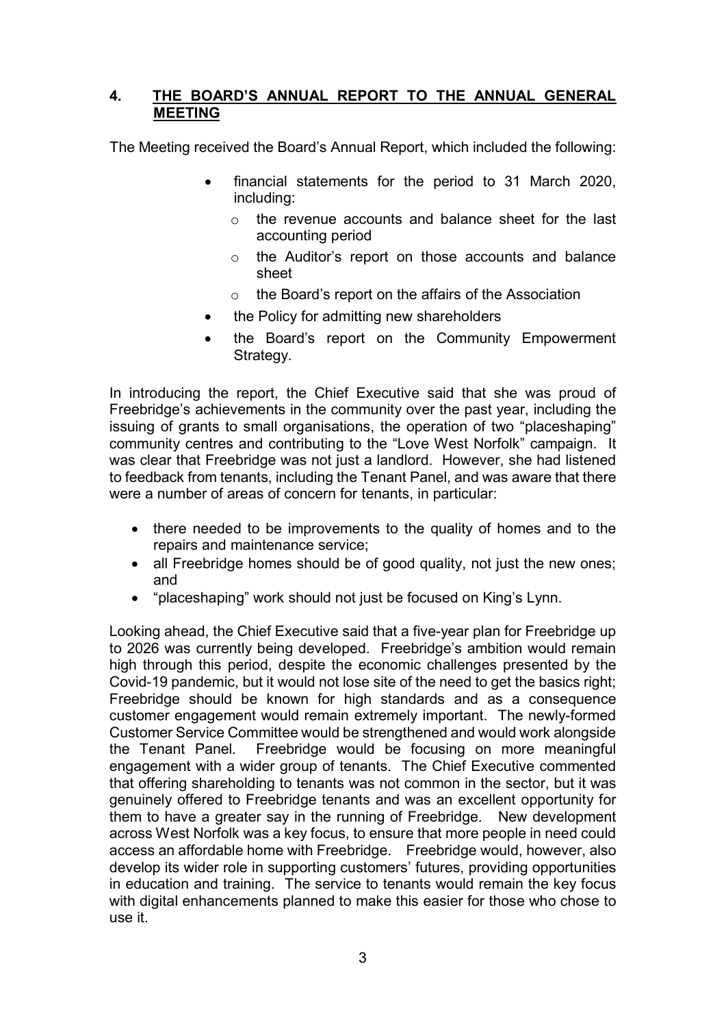## 4. THE BOARD'S ANNUAL REPORT TO THE ANNUAL GENERAL MEETING

The Meeting received the Board's Annual Report, which included the following:

- financial statements for the period to 31 March 2020, including:
  - the revenue accounts and balance sheet for the last accounting period
  - the Auditor's report on those accounts and balance sheet
  - the Board's report on the affairs of the Association
- the Policy for admitting new shareholders
- the Board's report on the Community Empowerment Strategy.

In introducing the report, the Chief Executive said that she was proud of Freebridge's achievements in the community over the past year, including the issuing of grants to small organisations, the operation of two "placeshaping" community centres and contributing to the "Love West Norfolk" campaign. It was clear that Freebridge was not just a landlord. However, she had listened to feedback from tenants, including the Tenant Panel, and was aware that there were a number of areas of concern for tenants, in particular:

- there needed to be improvements to the quality of homes and to the repairs and maintenance service;
- all Freebridge homes should be of good quality, not just the new ones; and
- "placeshaping" work should not just be focused on King's Lynn.

Looking ahead, the Chief Executive said that a five-year plan for Freebridge up to 2026 was currently being developed. Freebridge's ambition would remain high through this period, despite the economic challenges presented by the Covid-19 pandemic, but it would not lose site of the need to get the basics right; Freebridge should be known for high standards and as a consequence customer engagement would remain extremely important. The newly-formed Customer Service Committee would be strengthened and would work alongside the Tenant Panel. Freebridge would be focusing on more meaningful engagement with a wider group of tenants. The Chief Executive commented that offering shareholding to tenants was not common in the sector, but it was genuinely offered to Freebridge tenants and was an excellent opportunity for them to have a greater say in the running of Freebridge. New development across West Norfolk was a key focus, to ensure that more people in need could access an affordable home with Freebridge. Freebridge would, however, also develop its wider role in supporting customers' futures, providing opportunities in education and training. The service to tenants would remain the key focus with digital enhancements planned to make this easier for those who chose to use it.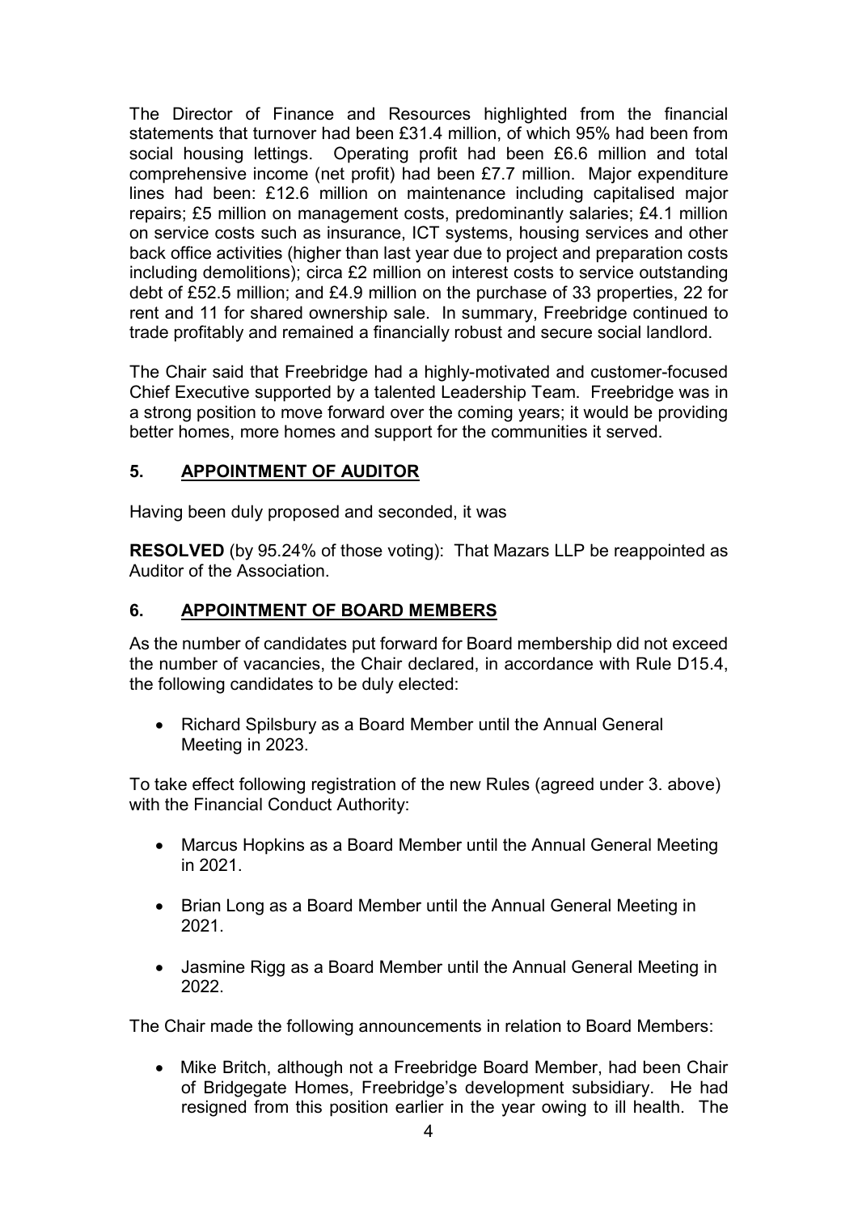The Director of Finance and Resources highlighted from the financial statements that turnover had been £31.4 million, of which 95% had been from social housing lettings. Operating profit had been £6.6 million and total comprehensive income (net profit) had been £7.7 million. Major expenditure lines had been: £12.6 million on maintenance including capitalised major repairs; £5 million on management costs, predominantly salaries; £4.1 million on service costs such as insurance, ICT systems, housing services and other back office activities (higher than last year due to project and preparation costs including demolitions); circa £2 million on interest costs to service outstanding debt of £52.5 million; and £4.9 million on the purchase of 33 properties, 22 for rent and 11 for shared ownership sale. In summary, Freebridge continued to trade profitably and remained a financially robust and secure social landlord.

The Chair said that Freebridge had a highly-motivated and customer-focused Chief Executive supported by a talented Leadership Team. Freebridge was in a strong position to move forward over the coming years; it would be providing better homes, more homes and support for the communities it served.

## 5. APPOINTMENT OF AUDITOR

Having been duly proposed and seconded, it was

**RESOLVED** (by 95.24% of those voting): That Mazars LLP be reappointed as Auditor of the Association.

## 6. APPOINTMENT OF BOARD MEMBERS

As the number of candidates put forward for Board membership did not exceed the number of vacancies, the Chair declared, in accordance with Rule D15.4, the following candidates to be duly elected:

- Richard Spilsbury as a Board Member until the Annual General Meeting in 2023.

To take effect following registration of the new Rules (agreed under 3. above) with the Financial Conduct Authority:

- Marcus Hopkins as a Board Member until the Annual General Meeting in 2021.
- Brian Long as a Board Member until the Annual General Meeting in 2021.
- Jasmine Rigg as a Board Member until the Annual General Meeting in 2022.

The Chair made the following announcements in relation to Board Members:

- Mike Britch, although not a Freebridge Board Member, had been Chair of Bridgegate Homes, Freebridge's development subsidiary. He had resigned from this position earlier in the year owing to ill health. The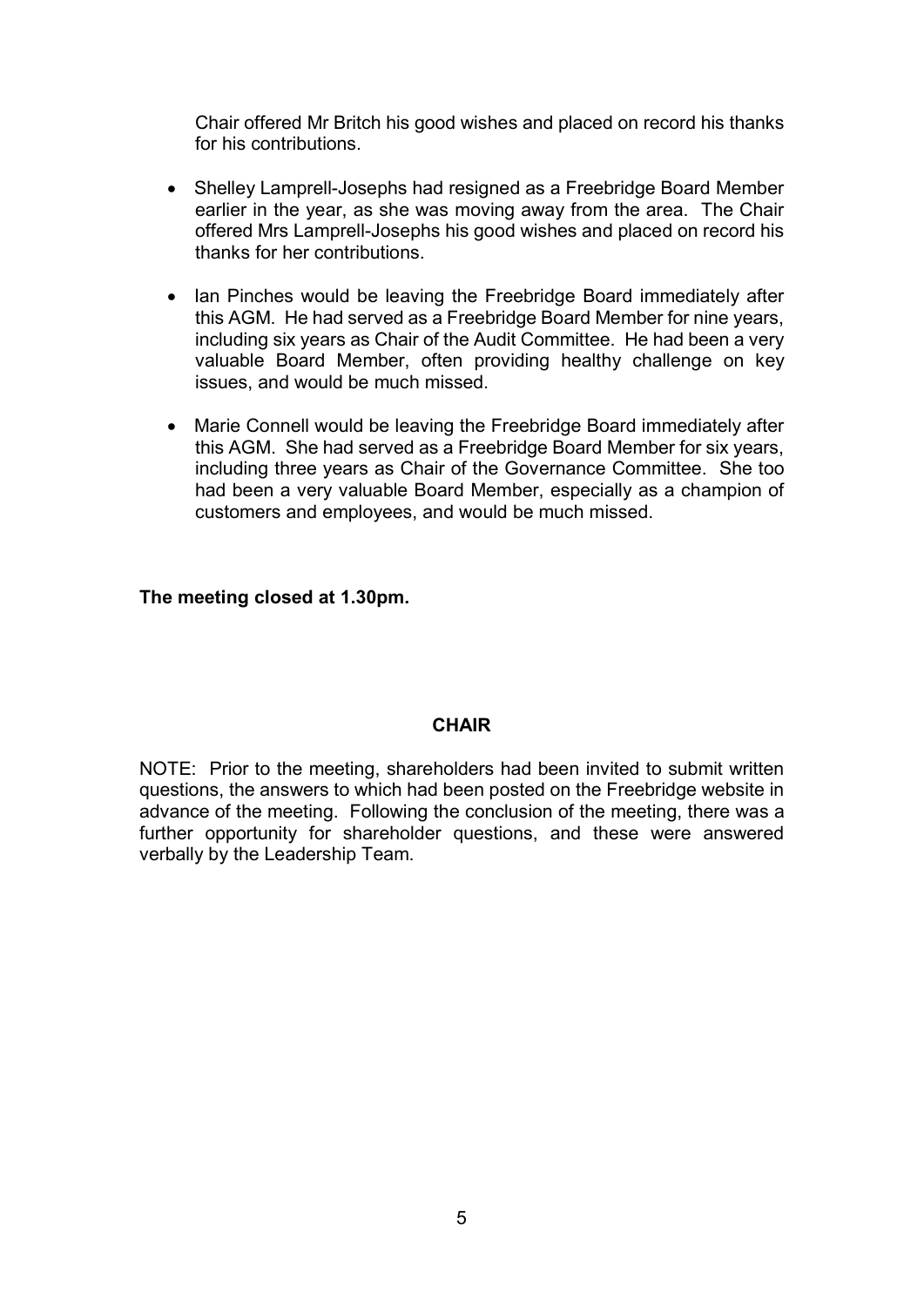Chair offered Mr Britch his good wishes and placed on record his thanks for his contributions.

- Shelley Lamprell-Josephs had resigned as a Freebridge Board Member earlier in the year, as she was moving away from the area. The Chair offered Mrs Lamprell-Josephs his good wishes and placed on record his thanks for her contributions.

- Ian Pinches would be leaving the Freebridge Board immediately after this AGM. He had served as a Freebridge Board Member for nine years, including six years as Chair of the Audit Committee. He had been a very valuable Board Member, often providing healthy challenge on key issues, and would be much missed.

- Marie Connell would be leaving the Freebridge Board immediately after this AGM. She had served as a Freebridge Board Member for six years, including three years as Chair of the Governance Committee. She too had been a very valuable Board Member, especially as a champion of customers and employees, and would be much missed.

**The meeting closed at 1.30pm.**

**CHAIR**

NOTE: Prior to the meeting, shareholders had been invited to submit written questions, the answers to which had been posted on the Freebridge website in advance of the meeting. Following the conclusion of the meeting, there was a further opportunity for shareholder questions, and these were answered verbally by the Leadership Team.